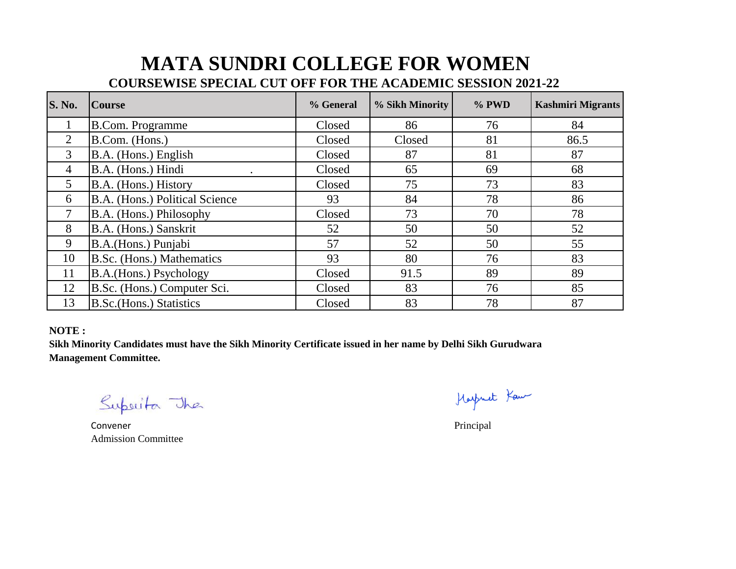# MATA SUNDRI COLLEGE FOR WOMEN

## COURSEWISE SPECIAL CUT OFF FOR THE ACADEMIC SESSION 2021-22

| S. No. | Course | % General | % Sikh Minority | % PWD | Kashmiri Migrants |
|---|---|---|---|---|---|
| 1 | B.Com. Programme | Closed | 86 | 76 | 84 |
| 2 | B.Com. (Hons.) | Closed | Closed | 81 | 86.5 |
| 3 | B.A. (Hons.) English | Closed | 87 | 81 | 87 |
| 4 | B.A. (Hons.) Hindi . | Closed | 65 | 69 | 68 |
| 5 | B.A. (Hons.) History | Closed | 75 | 73 | 83 |
| 6 | B.A. (Hons.) Political Science | 93 | 84 | 78 | 86 |
| 7 | B.A. (Hons.) Philosophy | Closed | 73 | 70 | 78 |
| 8 | B.A. (Hons.) Sanskrit | 52 | 50 | 50 | 52 |
| 9 | B.A.(Hons.) Punjabi | 57 | 52 | 50 | 55 |
| 10 | B.Sc. (Hons.) Mathematics | 93 | 80 | 76 | 83 |
| 11 | B.A.(Hons.) Psychology | Closed | 91.5 | 89 | 89 |
| 12 | B.Sc. (Hons.) Computer Sci. | Closed | 83 | 76 | 85 |
| 13 | B.Sc.(Hons.) Statistics | Closed | 83 | 78 | 87 |

**NOTE :**

**Sikh Minority Candidates must have the Sikh Minority Certificate issued in her name by Delhi Sikh Gurudwara Management Committee.**

Suparita Jha
Convener
Admission Committee

Harpreet Kaur
Principal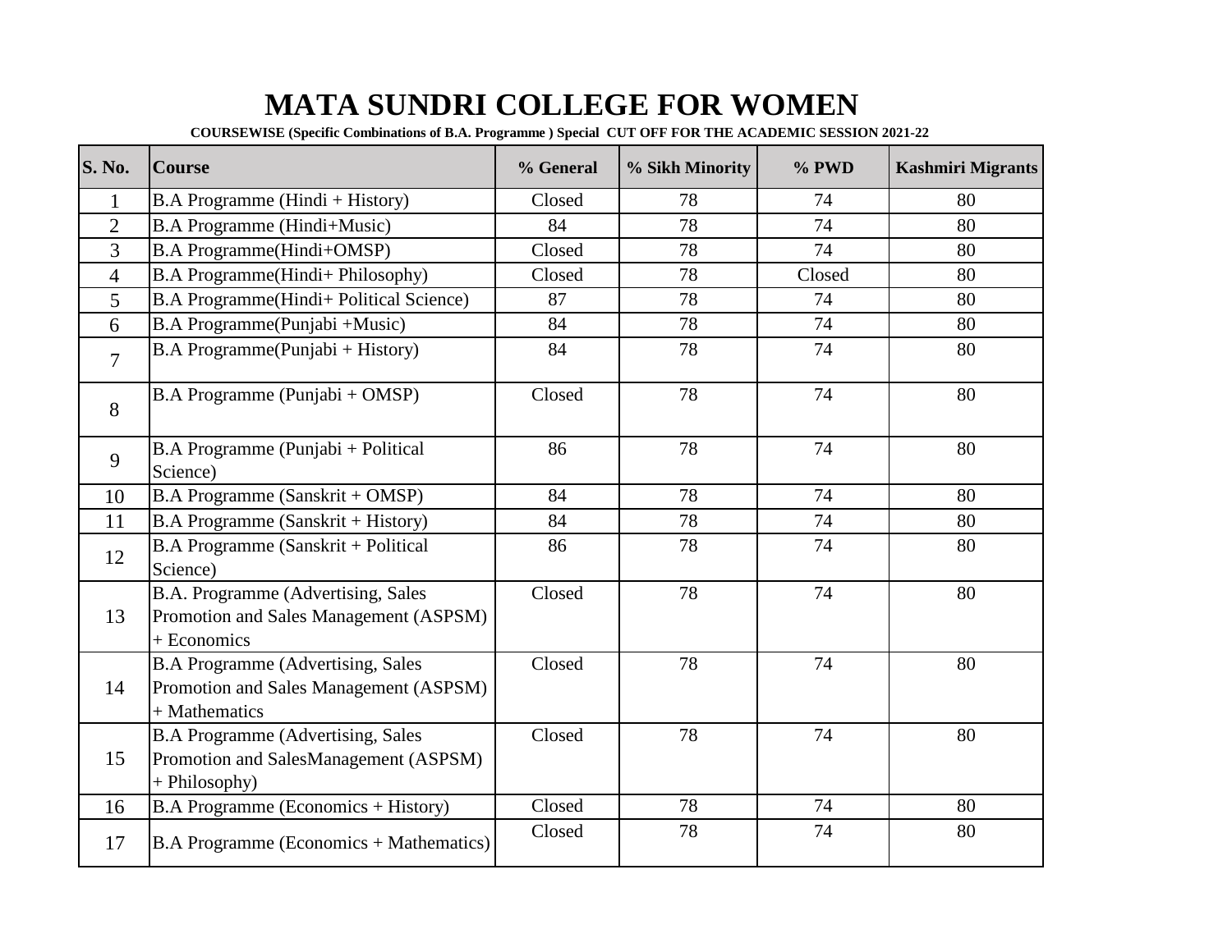# MATA SUNDRI COLLEGE FOR WOMEN

**COURSEWISE (Specific Combinations of B.A. Programme ) Special CUT OFF FOR THE ACADEMIC SESSION 2021-22**

| S. No. | Course | % General | % Sikh Minority | % PWD | Kashmiri Migrants |
|---|---|---|---|---|---|
| 1 | B.A Programme (Hindi + History) | Closed | 78 | 74 | 80 |
| 2 | B.A Programme (Hindi+Music) | 84 | 78 | 74 | 80 |
| 3 | B.A Programme(Hindi+OMSP) | Closed | 78 | 74 | 80 |
| 4 | B.A Programme(Hindi+ Philosophy) | Closed | 78 | Closed | 80 |
| 5 | B.A Programme(Hindi+ Political Science) | 87 | 78 | 74 | 80 |
| 6 | B.A Programme(Punjabi +Music) | 84 | 78 | 74 | 80 |
| 7 | B.A Programme(Punjabi + History) | 84 | 78 | 74 | 80 |
| 8 | B.A Programme (Punjabi + OMSP) | Closed | 78 | 74 | 80 |
| 9 | B.A Programme (Punjabi + Political Science) | 86 | 78 | 74 | 80 |
| 10 | B.A Programme (Sanskrit + OMSP) | 84 | 78 | 74 | 80 |
| 11 | B.A Programme (Sanskrit + History) | 84 | 78 | 74 | 80 |
| 12 | B.A Programme (Sanskrit + Political Science) | 86 | 78 | 74 | 80 |
| 13 | B.A. Programme (Advertising, Sales Promotion and Sales Management (ASPSM) + Economics | Closed | 78 | 74 | 80 |
| 14 | B.A Programme (Advertising, Sales Promotion and Sales Management (ASPSM) + Mathematics | Closed | 78 | 74 | 80 |
| 15 | B.A Programme (Advertising, Sales Promotion and SalesManagement (ASPSM) + Philosophy) | Closed | 78 | 74 | 80 |
| 16 | B.A Programme (Economics + History) | Closed | 78 | 74 | 80 |
| 17 | B.A Programme (Economics + Mathematics) | Closed | 78 | 74 | 80 |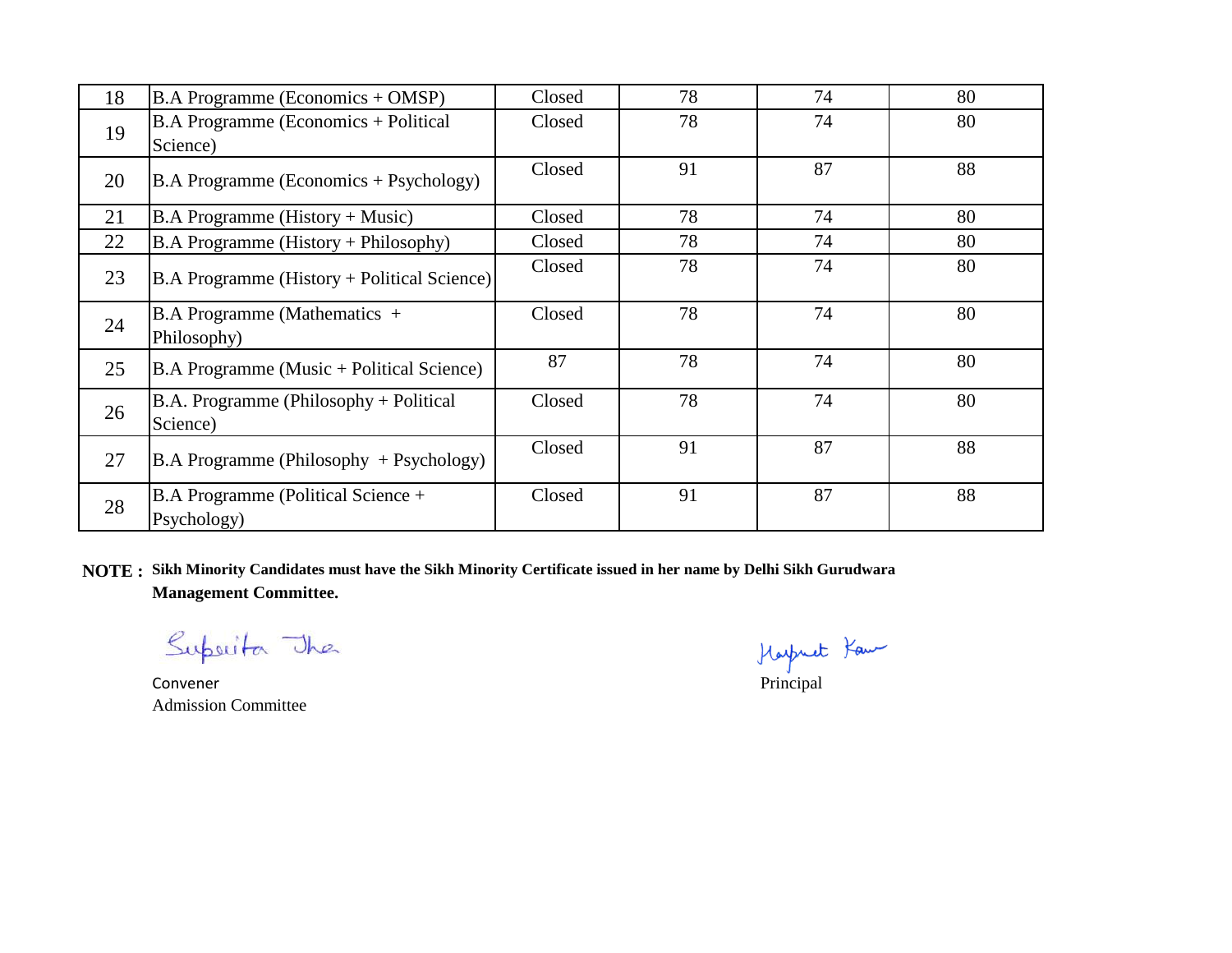| | | | | | |
|---|---|---|---|---|---|
| 18 | B.A Programme (Economics + OMSP) | Closed | 78 | 74 | 80 |
| 19 | B.A Programme (Economics + Political Science) | Closed | 78 | 74 | 80 |
| 20 | B.A Programme (Economics + Psychology) | Closed | 91 | 87 | 88 |
| 21 | B.A Programme (History + Music) | Closed | 78 | 74 | 80 |
| 22 | B.A Programme (History + Philosophy) | Closed | 78 | 74 | 80 |
| 23 | B.A Programme (History + Political Science) | Closed | 78 | 74 | 80 |
| 24 | B.A Programme (Mathematics + Philosophy) | Closed | 78 | 74 | 80 |
| 25 | B.A Programme (Music + Political Science) | 87 | 78 | 74 | 80 |
| 26 | B.A. Programme (Philosophy + Political Science) | Closed | 78 | 74 | 80 |
| 27 | B.A Programme (Philosophy + Psychology) | Closed | 91 | 87 | 88 |
| 28 | B.A Programme (Political Science + Psychology) | Closed | 91 | 87 | 88 |

**NOTE : Sikh Minority Candidates must have the Sikh Minority Certificate issued in her name by Delhi Sikh Gurudwara Management Committee.**

Suparita Jha

Convener
Admission Committee

Harpreet Kaur

Principal